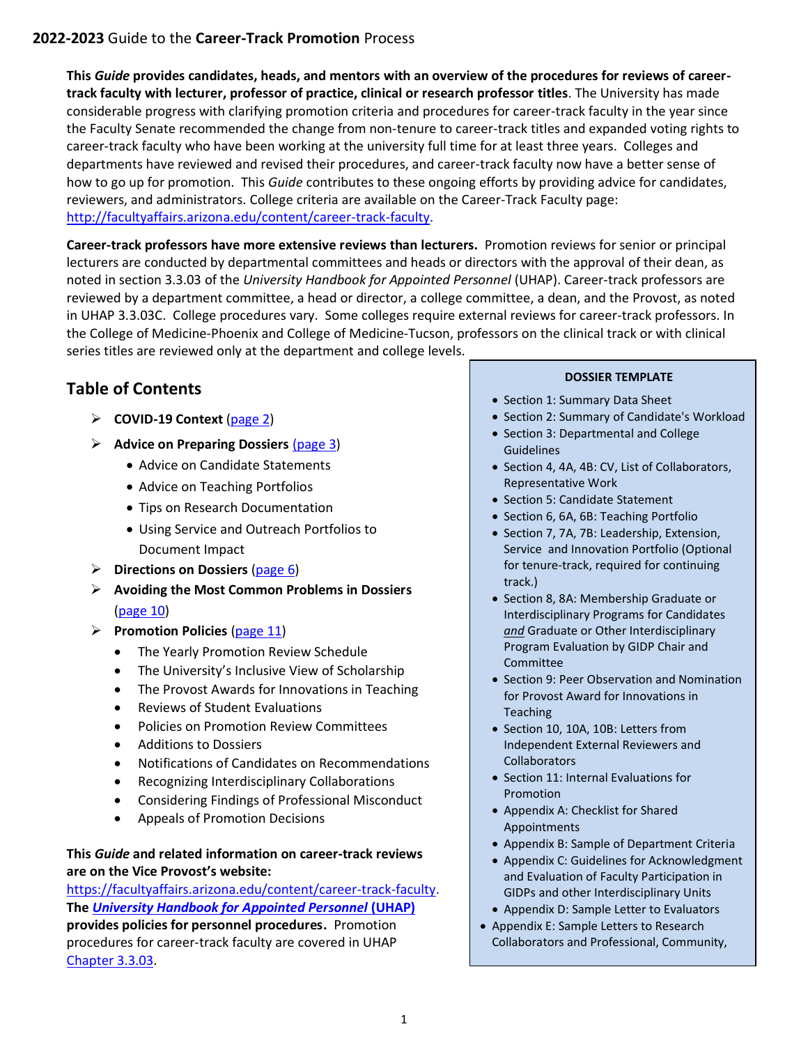# **2022-2023** Guide to the **Career-Track Promotion** Process

**This *Guide* provides candidates, heads, and mentors with an overview of the procedures for reviews of career-track faculty with lecturer, professor of practice, clinical or research professor titles**. The University has made considerable progress with clarifying promotion criteria and procedures for career-track faculty in the year since the Faculty Senate recommended the change from non-tenure to career-track titles and expanded voting rights to career-track faculty who have been working at the university full time for at least three years. Colleges and departments have reviewed and revised their procedures, and career-track faculty now have a better sense of how to go up for promotion. This *Guide* contributes to these ongoing efforts by providing advice for candidates, reviewers, and administrators. College criteria are available on the Career-Track Faculty page: http://facultyaffairs.arizona.edu/content/career-track-faculty.

**Career-track professors have more extensive reviews than lecturers.** Promotion reviews for senior or principal lecturers are conducted by departmental committees and heads or directors with the approval of their dean, as noted in section 3.3.03 of the *University Handbook for Appointed Personnel* (UHAP). Career-track professors are reviewed by a department committee, a head or director, a college committee, a dean, and the Provost, as noted in UHAP 3.3.03C. College procedures vary. Some colleges require external reviews for career-track professors. In the College of Medicine-Phoenix and College of Medicine-Tucson, professors on the clinical track or with clinical series titles are reviewed only at the department and college levels.

## Table of Contents

- **COVID-19 Context** (page 2)
- **Advice on Preparing Dossiers** (page 3)
  - Advice on Candidate Statements
  - Advice on Teaching Portfolios
  - Tips on Research Documentation
  - Using Service and Outreach Portfolios to Document Impact
- **Directions on Dossiers** (page 6)
- **Avoiding the Most Common Problems in Dossiers** (page 10)
- **Promotion Policies** (page 11)
  - The Yearly Promotion Review Schedule
  - The University's Inclusive View of Scholarship
  - The Provost Awards for Innovations in Teaching
  - Reviews of Student Evaluations
  - Policies on Promotion Review Committees
  - Additions to Dossiers
  - Notifications of Candidates on Recommendations
  - Recognizing Interdisciplinary Collaborations
  - Considering Findings of Professional Misconduct
  - Appeals of Promotion Decisions

**This *Guide* and related information on career-track reviews are on the Vice Provost's website:** https://facultyaffairs.arizona.edu/content/career-track-faculty. **The *University Handbook for Appointed Personnel* (UHAP) provides policies for personnel procedures.** Promotion procedures for career-track faculty are covered in UHAP Chapter 3.3.03.

**DOSSIER TEMPLATE**

- Section 1: Summary Data Sheet
- Section 2: Summary of Candidate's Workload
- Section 3: Departmental and College Guidelines
- Section 4, 4A, 4B: CV, List of Collaborators, Representative Work
- Section 5: Candidate Statement
- Section 6, 6A, 6B: Teaching Portfolio
- Section 7, 7A, 7B: Leadership, Extension, Service and Innovation Portfolio (Optional for tenure-track, required for continuing track.)
- Section 8, 8A: Membership Graduate or Interdisciplinary Programs for Candidates *and* Graduate or Other Interdisciplinary Program Evaluation by GIDP Chair and Committee
- Section 9: Peer Observation and Nomination for Provost Award for Innovations in Teaching
- Section 10, 10A, 10B: Letters from Independent External Reviewers and Collaborators
- Section 11: Internal Evaluations for Promotion
- Appendix A: Checklist for Shared Appointments
- Appendix B: Sample of Department Criteria
- Appendix C: Guidelines for Acknowledgment and Evaluation of Faculty Participation in GIDPs and other Interdisciplinary Units
- Appendix D: Sample Letter to Evaluators
- Appendix E: Sample Letters to Research Collaborators and Professional, Community,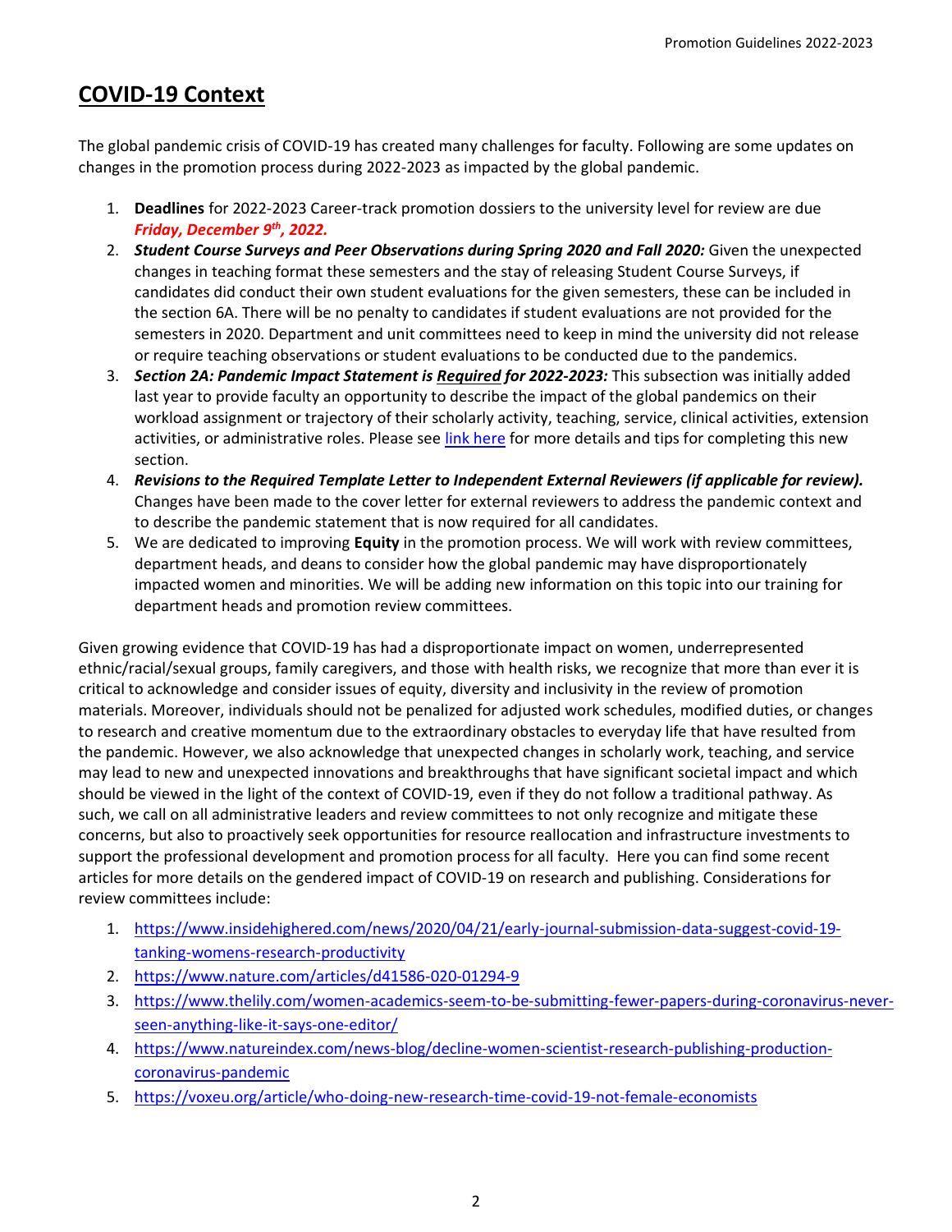# COVID-19 Context

The global pandemic crisis of COVID-19 has created many challenges for faculty. Following are some updates on changes in the promotion process during 2022-2023 as impacted by the global pandemic.

1. **Deadlines** for 2022-2023 Career-track promotion dossiers to the university level for review are due ***Friday, December 9th, 2022.***
2. ***Student Course Surveys and Peer Observations during Spring 2020 and Fall 2020:*** Given the unexpected changes in teaching format these semesters and the stay of releasing Student Course Surveys, if candidates did conduct their own student evaluations for the given semesters, these can be included in the section 6A. There will be no penalty to candidates if student evaluations are not provided for the semesters in 2020. Department and unit committees need to keep in mind the university did not release or require teaching observations or student evaluations to be conducted due to the pandemics.
3. ***Section 2A: Pandemic Impact Statement is Required for 2022-2023:*** This subsection was initially added last year to provide faculty an opportunity to describe the impact of the global pandemics on their workload assignment or trajectory of their scholarly activity, teaching, service, clinical activities, extension activities, or administrative roles. Please see link here for more details and tips for completing this new section.
4. ***Revisions to the Required Template Letter to Independent External Reviewers (if applicable for review).*** Changes have been made to the cover letter for external reviewers to address the pandemic context and to describe the pandemic statement that is now required for all candidates.
5. We are dedicated to improving **Equity** in the promotion process. We will work with review committees, department heads, and deans to consider how the global pandemic may have disproportionately impacted women and minorities. We will be adding new information on this topic into our training for department heads and promotion review committees.

Given growing evidence that COVID-19 has had a disproportionate impact on women, underrepresented ethnic/racial/sexual groups, family caregivers, and those with health risks, we recognize that more than ever it is critical to acknowledge and consider issues of equity, diversity and inclusivity in the review of promotion materials. Moreover, individuals should not be penalized for adjusted work schedules, modified duties, or changes to research and creative momentum due to the extraordinary obstacles to everyday life that have resulted from the pandemic. However, we also acknowledge that unexpected changes in scholarly work, teaching, and service may lead to new and unexpected innovations and breakthroughs that have significant societal impact and which should be viewed in the light of the context of COVID-19, even if they do not follow a traditional pathway. As such, we call on all administrative leaders and review committees to not only recognize and mitigate these concerns, but also to proactively seek opportunities for resource reallocation and infrastructure investments to support the professional development and promotion process for all faculty. Here you can find some recent articles for more details on the gendered impact of COVID-19 on research and publishing. Considerations for review committees include:

1. https://www.insidehighered.com/news/2020/04/21/early-journal-submission-data-suggest-covid-19-tanking-womens-research-productivity
2. https://www.nature.com/articles/d41586-020-01294-9
3. https://www.thelily.com/women-academics-seem-to-be-submitting-fewer-papers-during-coronavirus-never-seen-anything-like-it-says-one-editor/
4. https://www.natureindex.com/news-blog/decline-women-scientist-research-publishing-production-coronavirus-pandemic
5. https://voxeu.org/article/who-doing-new-research-time-covid-19-not-female-economists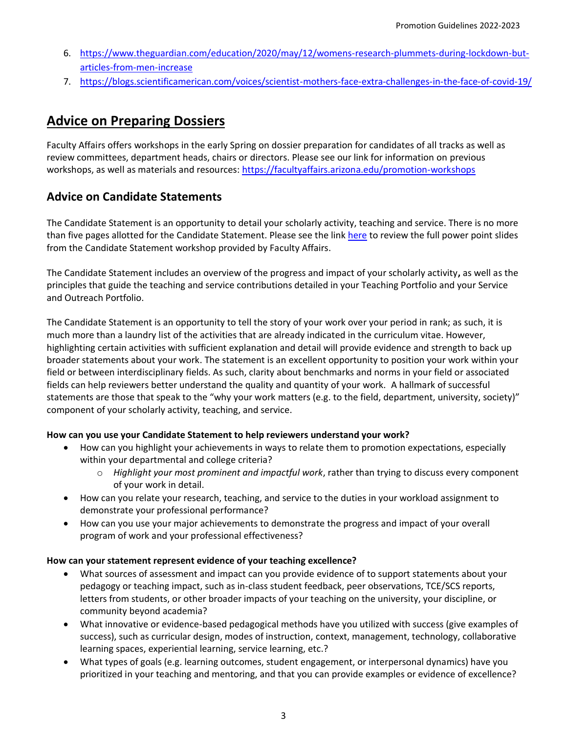6. https://www.theguardian.com/education/2020/may/12/womens-research-plummets-during-lockdown-but-articles-from-men-increase
7. https://blogs.scientificamerican.com/voices/scientist-mothers-face-extra-challenges-in-the-face-of-covid-19/

# Advice on Preparing Dossiers

Faculty Affairs offers workshops in the early Spring on dossier preparation for candidates of all tracks as well as review committees, department heads, chairs or directors. Please see our link for information on previous workshops, as well as materials and resources: https://facultyaffairs.arizona.edu/promotion-workshops

## Advice on Candidate Statements

The Candidate Statement is an opportunity to detail your scholarly activity, teaching and service. There is no more than five pages allotted for the Candidate Statement. Please see the link here to review the full power point slides from the Candidate Statement workshop provided by Faculty Affairs.

The Candidate Statement includes an overview of the progress and impact of your scholarly activity**,** as well as the principles that guide the teaching and service contributions detailed in your Teaching Portfolio and your Service and Outreach Portfolio.

The Candidate Statement is an opportunity to tell the story of your work over your period in rank; as such, it is much more than a laundry list of the activities that are already indicated in the curriculum vitae. However, highlighting certain activities with sufficient explanation and detail will provide evidence and strength to back up broader statements about your work. The statement is an excellent opportunity to position your work within your field or between interdisciplinary fields. As such, clarity about benchmarks and norms in your field or associated fields can help reviewers better understand the quality and quantity of your work. A hallmark of successful statements are those that speak to the "why your work matters (e.g. to the field, department, university, society)" component of your scholarly activity, teaching, and service.

**How can you use your Candidate Statement to help reviewers understand your work?**

- How can you highlight your achievements in ways to relate them to promotion expectations, especially within your departmental and college criteria?
    - *Highlight your most prominent and impactful work*, rather than trying to discuss every component of your work in detail.
- How can you relate your research, teaching, and service to the duties in your workload assignment to demonstrate your professional performance?
- How can you use your major achievements to demonstrate the progress and impact of your overall program of work and your professional effectiveness?

**How can your statement represent evidence of your teaching excellence?**

- What sources of assessment and impact can you provide evidence of to support statements about your pedagogy or teaching impact, such as in-class student feedback, peer observations, TCE/SCS reports, letters from students, or other broader impacts of your teaching on the university, your discipline, or community beyond academia?
- What innovative or evidence-based pedagogical methods have you utilized with success (give examples of success), such as curricular design, modes of instruction, context, management, technology, collaborative learning spaces, experiential learning, service learning, etc.?
- What types of goals (e.g. learning outcomes, student engagement, or interpersonal dynamics) have you prioritized in your teaching and mentoring, and that you can provide examples or evidence of excellence?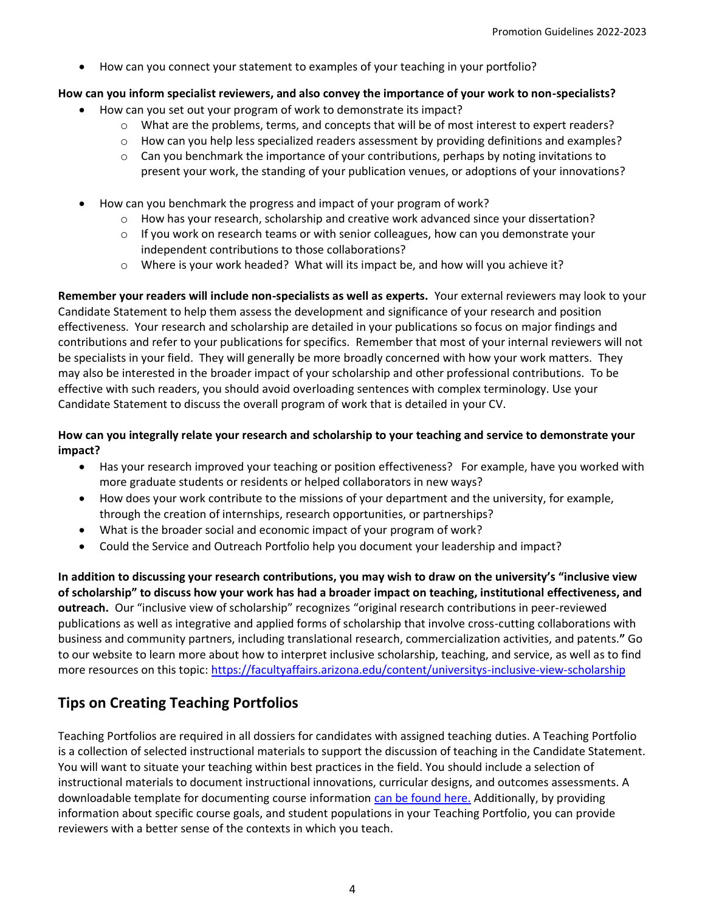- How can you connect your statement to examples of your teaching in your portfolio?

**How can you inform specialist reviewers, and also convey the importance of your work to non-specialists?**

- How can you set out your program of work to demonstrate its impact?
  - What are the problems, terms, and concepts that will be of most interest to expert readers?
  - How can you help less specialized readers assessment by providing definitions and examples?
  - Can you benchmark the importance of your contributions, perhaps by noting invitations to present your work, the standing of your publication venues, or adoptions of your innovations?
- How can you benchmark the progress and impact of your program of work?
  - How has your research, scholarship and creative work advanced since your dissertation?
  - If you work on research teams or with senior colleagues, how can you demonstrate your independent contributions to those collaborations?
  - Where is your work headed? What will its impact be, and how will you achieve it?

**Remember your readers will include non-specialists as well as experts.** Your external reviewers may look to your Candidate Statement to help them assess the development and significance of your research and position effectiveness. Your research and scholarship are detailed in your publications so focus on major findings and contributions and refer to your publications for specifics. Remember that most of your internal reviewers will not be specialists in your field. They will generally be more broadly concerned with how your work matters. They may also be interested in the broader impact of your scholarship and other professional contributions. To be effective with such readers, you should avoid overloading sentences with complex terminology. Use your Candidate Statement to discuss the overall program of work that is detailed in your CV.

**How can you integrally relate your research and scholarship to your teaching and service to demonstrate your impact?**

- Has your research improved your teaching or position effectiveness? For example, have you worked with more graduate students or residents or helped collaborators in new ways?
- How does your work contribute to the missions of your department and the university, for example, through the creation of internships, research opportunities, or partnerships?
- What is the broader social and economic impact of your program of work?
- Could the Service and Outreach Portfolio help you document your leadership and impact?

**In addition to discussing your research contributions, you may wish to draw on the university's "inclusive view of scholarship" to discuss how your work has had a broader impact on teaching, institutional effectiveness, and outreach.** Our "inclusive view of scholarship" recognizes "original research contributions in peer-reviewed publications as well as integrative and applied forms of scholarship that involve cross-cutting collaborations with business and community partners, including translational research, commercialization activities, and patents." Go to our website to learn more about how to interpret inclusive scholarship, teaching, and service, as well as to find more resources on this topic: https://facultyaffairs.arizona.edu/content/universitys-inclusive-view-scholarship

## Tips on Creating Teaching Portfolios

Teaching Portfolios are required in all dossiers for candidates with assigned teaching duties. A Teaching Portfolio is a collection of selected instructional materials to support the discussion of teaching in the Candidate Statement. You will want to situate your teaching within best practices in the field. You should include a selection of instructional materials to document instructional innovations, curricular designs, and outcomes assessments. A downloadable template for documenting course information can be found here. Additionally, by providing information about specific course goals, and student populations in your Teaching Portfolio, you can provide reviewers with a better sense of the contexts in which you teach.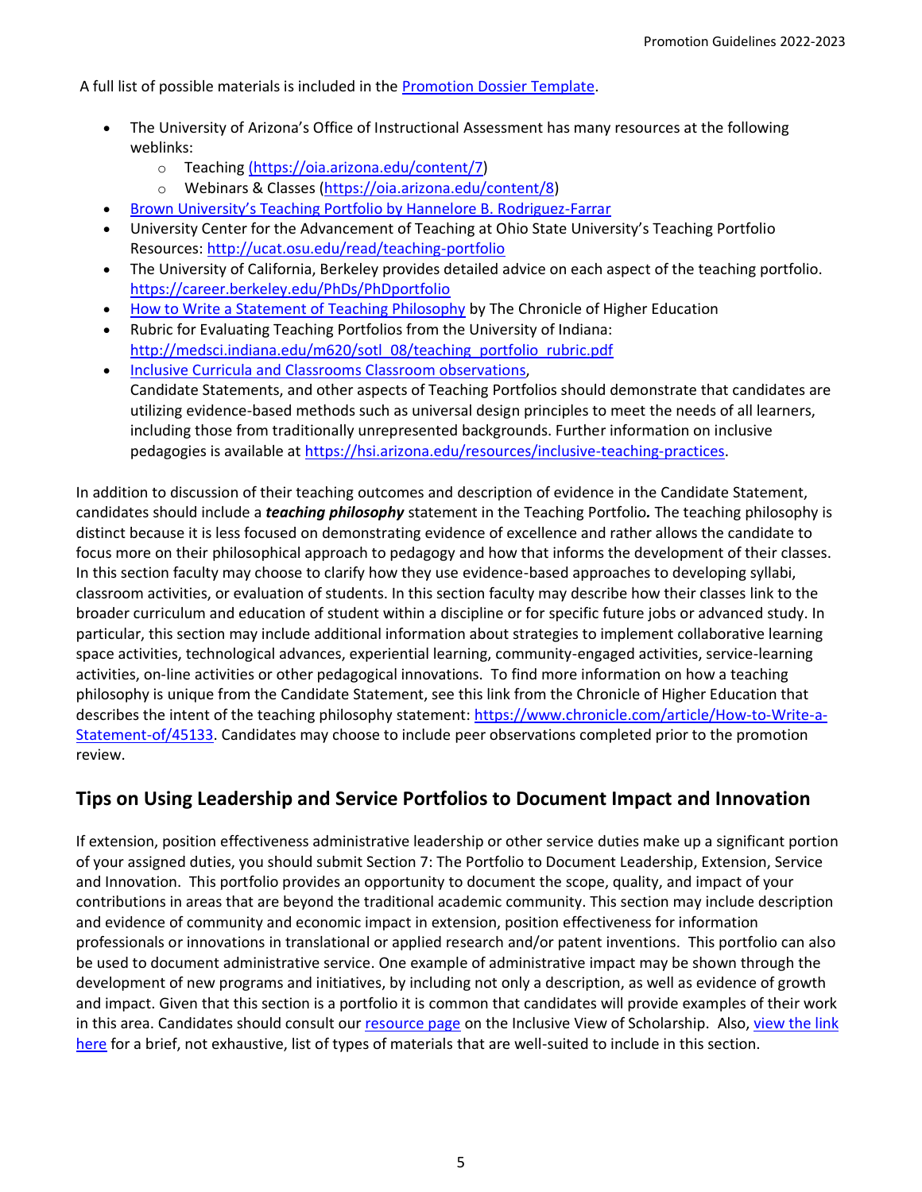A full list of possible materials is included in the [Promotion Dossier Template](#).

- The University of Arizona's Office of Instructional Assessment has many resources at the following weblinks:
  - Teaching (https://oia.arizona.edu/content/7)
  - Webinars & Classes (https://oia.arizona.edu/content/8)
- [Brown University's Teaching Portfolio by Hannelore B. Rodriguez-Farrar](#)
- University Center for the Advancement of Teaching at Ohio State University's Teaching Portfolio Resources: http://ucat.osu.edu/read/teaching-portfolio
- The University of California, Berkeley provides detailed advice on each aspect of the teaching portfolio. https://career.berkeley.edu/PhDs/PhDportfolio
- [How to Write a Statement of Teaching Philosophy](#) by The Chronicle of Higher Education
- Rubric for Evaluating Teaching Portfolios from the University of Indiana: http://medsci.indiana.edu/m620/sotl_08/teaching_portfolio_rubric.pdf
- [Inclusive Curricula and Classrooms Classroom observations](#),
  Candidate Statements, and other aspects of Teaching Portfolios should demonstrate that candidates are utilizing evidence-based methods such as universal design principles to meet the needs of all learners, including those from traditionally unrepresented backgrounds. Further information on inclusive pedagogies is available at https://hsi.arizona.edu/resources/inclusive-teaching-practices.

In addition to discussion of their teaching outcomes and description of evidence in the Candidate Statement, candidates should include a ***teaching philosophy*** statement in the Teaching Portfolio***.*** The teaching philosophy is distinct because it is less focused on demonstrating evidence of excellence and rather allows the candidate to focus more on their philosophical approach to pedagogy and how that informs the development of their classes. In this section faculty may choose to clarify how they use evidence-based approaches to developing syllabi, classroom activities, or evaluation of students. In this section faculty may describe how their classes link to the broader curriculum and education of student within a discipline or for specific future jobs or advanced study. In particular, this section may include additional information about strategies to implement collaborative learning space activities, technological advances, experiential learning, community-engaged activities, service-learning activities, on-line activities or other pedagogical innovations. To find more information on how a teaching philosophy is unique from the Candidate Statement, see this link from the Chronicle of Higher Education that describes the intent of the teaching philosophy statement: https://www.chronicle.com/article/How-to-Write-a-Statement-of/45133. Candidates may choose to include peer observations completed prior to the promotion review.

## Tips on Using Leadership and Service Portfolios to Document Impact and Innovation

If extension, position effectiveness administrative leadership or other service duties make up a significant portion of your assigned duties, you should submit Section 7: The Portfolio to Document Leadership, Extension, Service and Innovation. This portfolio provides an opportunity to document the scope, quality, and impact of your contributions in areas that are beyond the traditional academic community. This section may include description and evidence of community and economic impact in extension, position effectiveness for information professionals or innovations in translational or applied research and/or patent inventions. This portfolio can also be used to document administrative service. One example of administrative impact may be shown through the development of new programs and initiatives, by including not only a description, as well as evidence of growth and impact. Given that this section is a portfolio it is common that candidates will provide examples of their work in this area. Candidates should consult our [resource page](#) on the Inclusive View of Scholarship. Also, [view the link here](#) for a brief, not exhaustive, list of types of materials that are well-suited to include in this section.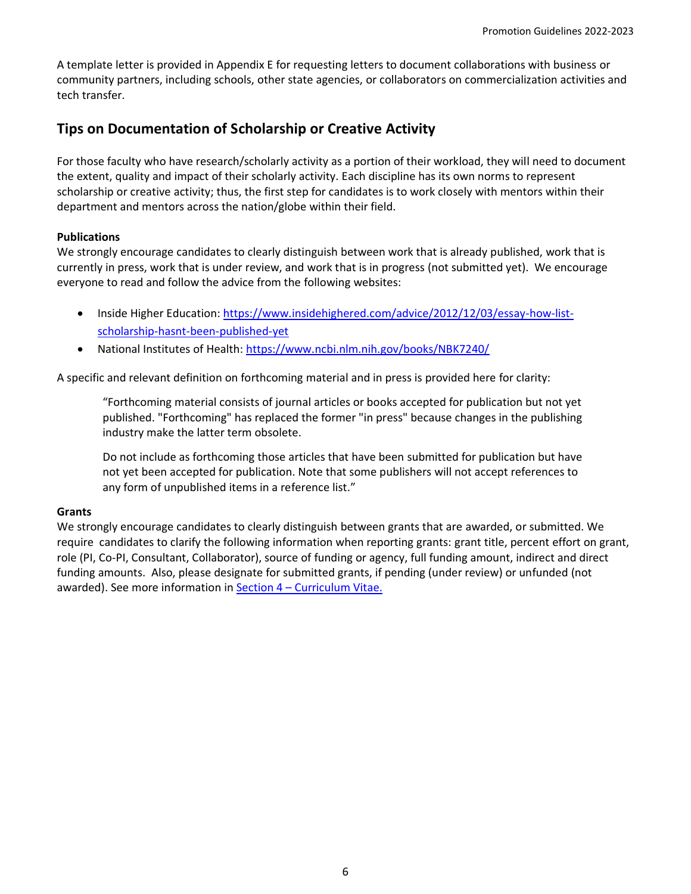A template letter is provided in Appendix E for requesting letters to document collaborations with business or community partners, including schools, other state agencies, or collaborators on commercialization activities and tech transfer.

## Tips on Documentation of Scholarship or Creative Activity

For those faculty who have research/scholarly activity as a portion of their workload, they will need to document the extent, quality and impact of their scholarly activity. Each discipline has its own norms to represent scholarship or creative activity; thus, the first step for candidates is to work closely with mentors within their department and mentors across the nation/globe within their field.

**Publications**

We strongly encourage candidates to clearly distinguish between work that is already published, work that is currently in press, work that is under review, and work that is in progress (not submitted yet). We encourage everyone to read and follow the advice from the following websites:

- Inside Higher Education: [https://www.insidehighered.com/advice/2012/12/03/essay-how-list-scholarship-hasnt-been-published-yet](https://www.insidehighered.com/advice/2012/12/03/essay-how-list-scholarship-hasnt-been-published-yet)
- National Institutes of Health: [https://www.ncbi.nlm.nih.gov/books/NBK7240/](https://www.ncbi.nlm.nih.gov/books/NBK7240/)

A specific and relevant definition on forthcoming material and in press is provided here for clarity:

> "Forthcoming material consists of journal articles or books accepted for publication but not yet published. "Forthcoming" has replaced the former "in press" because changes in the publishing industry make the latter term obsolete.
>
> Do not include as forthcoming those articles that have been submitted for publication but have not yet been accepted for publication. Note that some publishers will not accept references to any form of unpublished items in a reference list."

**Grants**

We strongly encourage candidates to clearly distinguish between grants that are awarded, or submitted. We require candidates to clarify the following information when reporting grants: grant title, percent effort on grant, role (PI, Co-PI, Consultant, Collaborator), source of funding or agency, full funding amount, indirect and direct funding amounts. Also, please designate for submitted grants, if pending (under review) or unfunded (not awarded). See more information in Section 4 – Curriculum Vitae.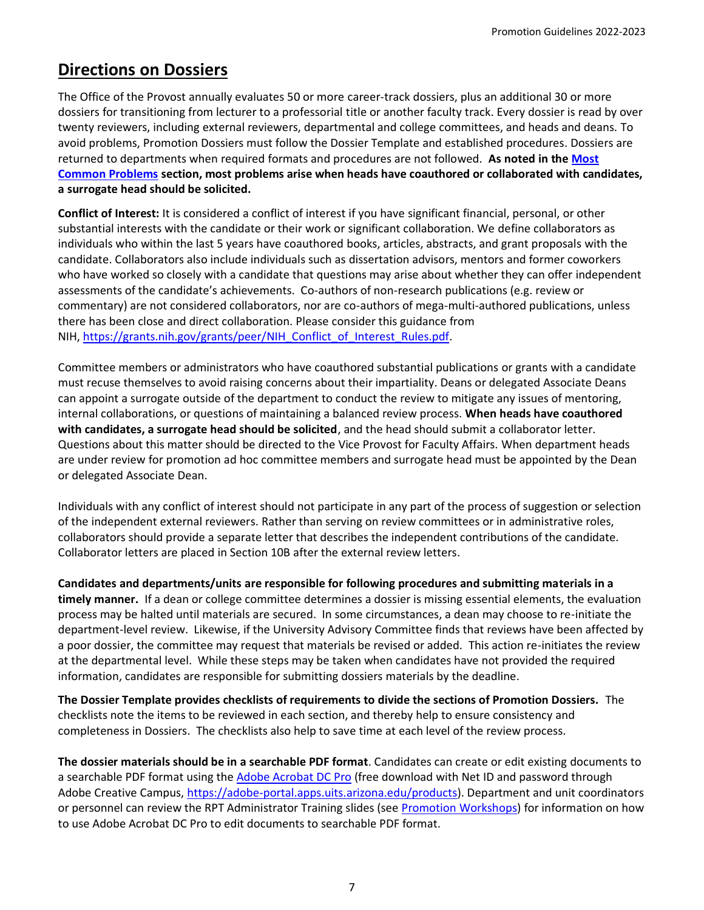## Directions on Dossiers

The Office of the Provost annually evaluates 50 or more career-track dossiers, plus an additional 30 or more dossiers for transitioning from lecturer to a professorial title or another faculty track. Every dossier is read by over twenty reviewers, including external reviewers, departmental and college committees, and heads and deans. To avoid problems, Promotion Dossiers must follow the Dossier Template and established procedures. Dossiers are returned to departments when required formats and procedures are not followed. **As noted in the Most Common Problems section, most problems arise when heads have coauthored or collaborated with candidates, a surrogate head should be solicited.**

**Conflict of Interest:** It is considered a conflict of interest if you have significant financial, personal, or other substantial interests with the candidate or their work or significant collaboration. We define collaborators as individuals who within the last 5 years have coauthored books, articles, abstracts, and grant proposals with the candidate. Collaborators also include individuals such as dissertation advisors, mentors and former coworkers who have worked so closely with a candidate that questions may arise about whether they can offer independent assessments of the candidate's achievements. Co-authors of non-research publications (e.g. review or commentary) are not considered collaborators, nor are co-authors of mega-multi-authored publications, unless there has been close and direct collaboration. Please consider this guidance from NIH, https://grants.nih.gov/grants/peer/NIH_Conflict_of_Interest_Rules.pdf.

Committee members or administrators who have coauthored substantial publications or grants with a candidate must recuse themselves to avoid raising concerns about their impartiality. Deans or delegated Associate Deans can appoint a surrogate outside of the department to conduct the review to mitigate any issues of mentoring, internal collaborations, or questions of maintaining a balanced review process. **When heads have coauthored with candidates, a surrogate head should be solicited**, and the head should submit a collaborator letter. Questions about this matter should be directed to the Vice Provost for Faculty Affairs. When department heads are under review for promotion ad hoc committee members and surrogate head must be appointed by the Dean or delegated Associate Dean.

Individuals with any conflict of interest should not participate in any part of the process of suggestion or selection of the independent external reviewers. Rather than serving on review committees or in administrative roles, collaborators should provide a separate letter that describes the independent contributions of the candidate. Collaborator letters are placed in Section 10B after the external review letters.

**Candidates and departments/units are responsible for following procedures and submitting materials in a timely manner.** If a dean or college committee determines a dossier is missing essential elements, the evaluation process may be halted until materials are secured. In some circumstances, a dean may choose to re-initiate the department-level review. Likewise, if the University Advisory Committee finds that reviews have been affected by a poor dossier, the committee may request that materials be revised or added. This action re-initiates the review at the departmental level. While these steps may be taken when candidates have not provided the required information, candidates are responsible for submitting dossiers materials by the deadline.

**The Dossier Template provides checklists of requirements to divide the sections of Promotion Dossiers.** The checklists note the items to be reviewed in each section, and thereby help to ensure consistency and completeness in Dossiers. The checklists also help to save time at each level of the review process.

**The dossier materials should be in a searchable PDF format**. Candidates can create or edit existing documents to a searchable PDF format using the Adobe Acrobat DC Pro (free download with Net ID and password through Adobe Creative Campus, https://adobe-portal.apps.uits.arizona.edu/products). Department and unit coordinators or personnel can review the RPT Administrator Training slides (see Promotion Workshops) for information on how to use Adobe Acrobat DC Pro to edit documents to searchable PDF format.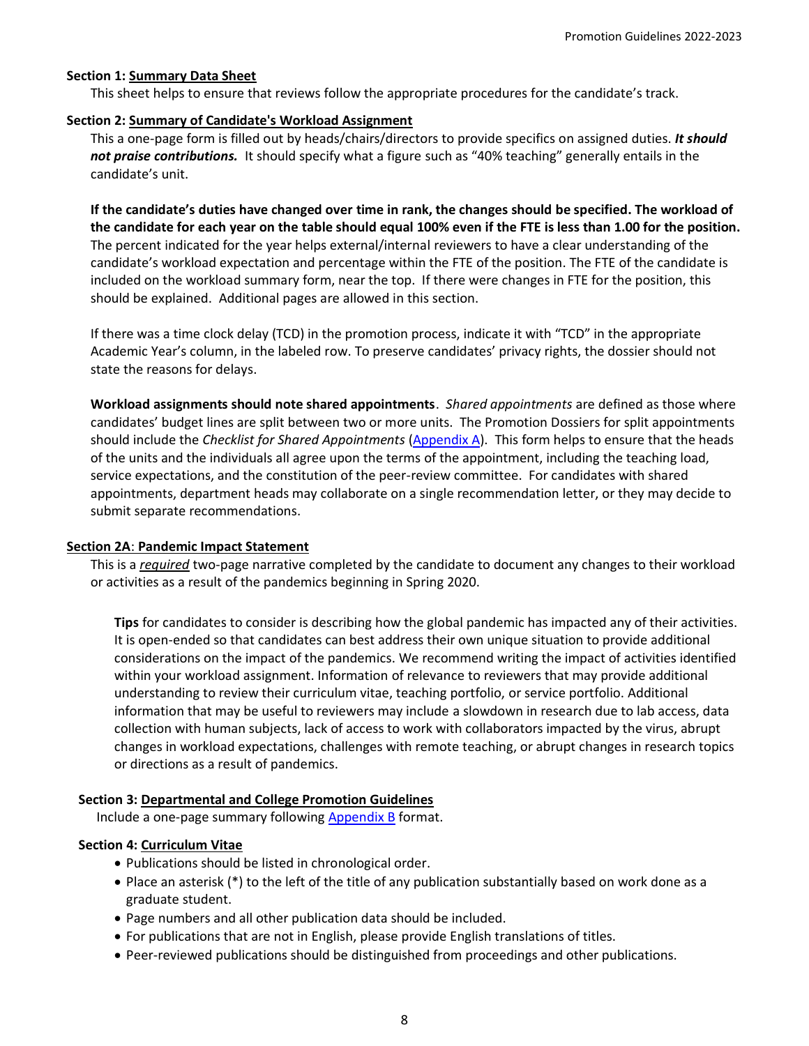**Section 1: Summary Data Sheet**

This sheet helps to ensure that reviews follow the appropriate procedures for the candidate's track.

**Section 2: Summary of Candidate's Workload Assignment**

This a one-page form is filled out by heads/chairs/directors to provide specifics on assigned duties. ***It should not praise contributions.*** It should specify what a figure such as "40% teaching" generally entails in the candidate's unit.

**If the candidate's duties have changed over time in rank, the changes should be specified. The workload of the candidate for each year on the table should equal 100% even if the FTE is less than 1.00 for the position.** The percent indicated for the year helps external/internal reviewers to have a clear understanding of the candidate's workload expectation and percentage within the FTE of the position. The FTE of the candidate is included on the workload summary form, near the top. If there were changes in FTE for the position, this should be explained. Additional pages are allowed in this section.

If there was a time clock delay (TCD) in the promotion process, indicate it with "TCD" in the appropriate Academic Year's column, in the labeled row. To preserve candidates' privacy rights, the dossier should not state the reasons for delays.

**Workload assignments should note shared appointments**. *Shared appointments* are defined as those where candidates' budget lines are split between two or more units. The Promotion Dossiers for split appointments should include the *Checklist for Shared Appointments* (Appendix A). This form helps to ensure that the heads of the units and the individuals all agree upon the terms of the appointment, including the teaching load, service expectations, and the constitution of the peer-review committee. For candidates with shared appointments, department heads may collaborate on a single recommendation letter, or they may decide to submit separate recommendations.

**Section 2A: Pandemic Impact Statement**

This is a *required* two-page narrative completed by the candidate to document any changes to their workload or activities as a result of the pandemics beginning in Spring 2020.

> **Tips** for candidates to consider is describing how the global pandemic has impacted any of their activities. It is open-ended so that candidates can best address their own unique situation to provide additional considerations on the impact of the pandemics. We recommend writing the impact of activities identified within your workload assignment. Information of relevance to reviewers that may provide additional understanding to review their curriculum vitae, teaching portfolio, or service portfolio. Additional information that may be useful to reviewers may include a slowdown in research due to lab access, data collection with human subjects, lack of access to work with collaborators impacted by the virus, abrupt changes in workload expectations, challenges with remote teaching, or abrupt changes in research topics or directions as a result of pandemics.

**Section 3: Departmental and College Promotion Guidelines**

Include a one-page summary following Appendix B format.

**Section 4: Curriculum Vitae**

- Publications should be listed in chronological order.
- Place an asterisk (*) to the left of the title of any publication substantially based on work done as a graduate student.
- Page numbers and all other publication data should be included.
- For publications that are not in English, please provide English translations of titles.
- Peer-reviewed publications should be distinguished from proceedings and other publications.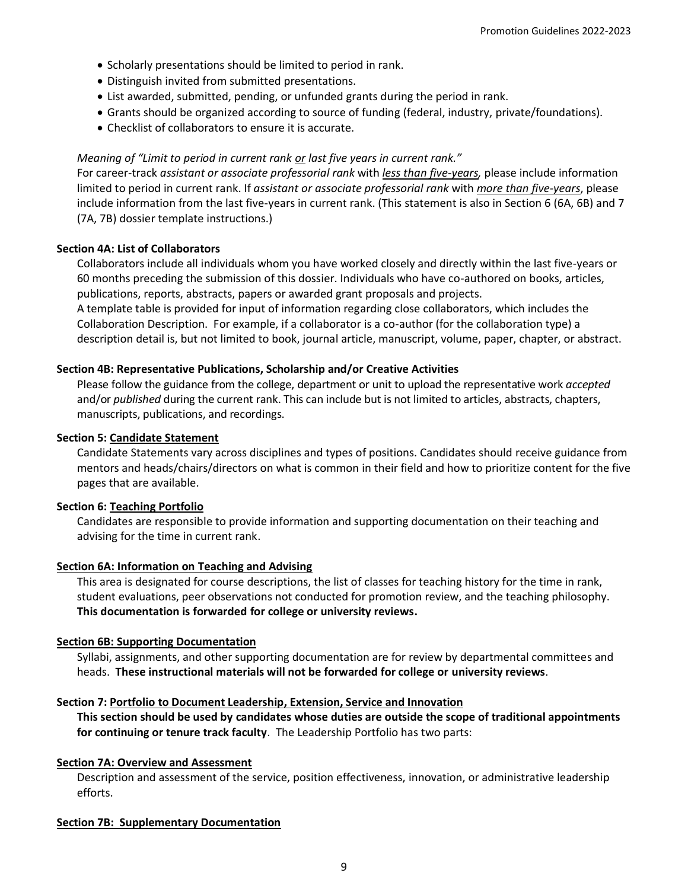- Scholarly presentations should be limited to period in rank.
- Distinguish invited from submitted presentations.
- List awarded, submitted, pending, or unfunded grants during the period in rank.
- Grants should be organized according to source of funding (federal, industry, private/foundations).
- Checklist of collaborators to ensure it is accurate.

*Meaning of "Limit to period in current rank or last five years in current rank."*

For career-track *assistant or associate professorial rank* with *less than five-years*, please include information limited to period in current rank. If *assistant or associate professorial rank* with *more than five-years*, please include information from the last five-years in current rank. (This statement is also in Section 6 (6A, 6B) and 7 (7A, 7B) dossier template instructions.)

**Section 4A: List of Collaborators**

Collaborators include all individuals whom you have worked closely and directly within the last five-years or 60 months preceding the submission of this dossier. Individuals who have co-authored on books, articles, publications, reports, abstracts, papers or awarded grant proposals and projects.

A template table is provided for input of information regarding close collaborators, which includes the Collaboration Description. For example, if a collaborator is a co-author (for the collaboration type) a description detail is, but not limited to book, journal article, manuscript, volume, paper, chapter, or abstract.

**Section 4B: Representative Publications, Scholarship and/or Creative Activities**

Please follow the guidance from the college, department or unit to upload the representative work *accepted* and/or *published* during the current rank. This can include but is not limited to articles, abstracts, chapters, manuscripts, publications, and recordings.

**Section 5: Candidate Statement**

Candidate Statements vary across disciplines and types of positions. Candidates should receive guidance from mentors and heads/chairs/directors on what is common in their field and how to prioritize content for the five pages that are available.

**Section 6: Teaching Portfolio**

Candidates are responsible to provide information and supporting documentation on their teaching and advising for the time in current rank.

**Section 6A: Information on Teaching and Advising**

This area is designated for course descriptions, the list of classes for teaching history for the time in rank, student evaluations, peer observations not conducted for promotion review, and the teaching philosophy. **This documentation is forwarded for college or university reviews.**

**Section 6B: Supporting Documentation**

Syllabi, assignments, and other supporting documentation are for review by departmental committees and heads. **These instructional materials will not be forwarded for college or university reviews**.

**Section 7: Portfolio to Document Leadership, Extension, Service and Innovation**

**This section should be used by candidates whose duties are outside the scope of traditional appointments for continuing or tenure track faculty**. The Leadership Portfolio has two parts:

**Section 7A: Overview and Assessment**

Description and assessment of the service, position effectiveness, innovation, or administrative leadership efforts.

**Section 7B: Supplementary Documentation**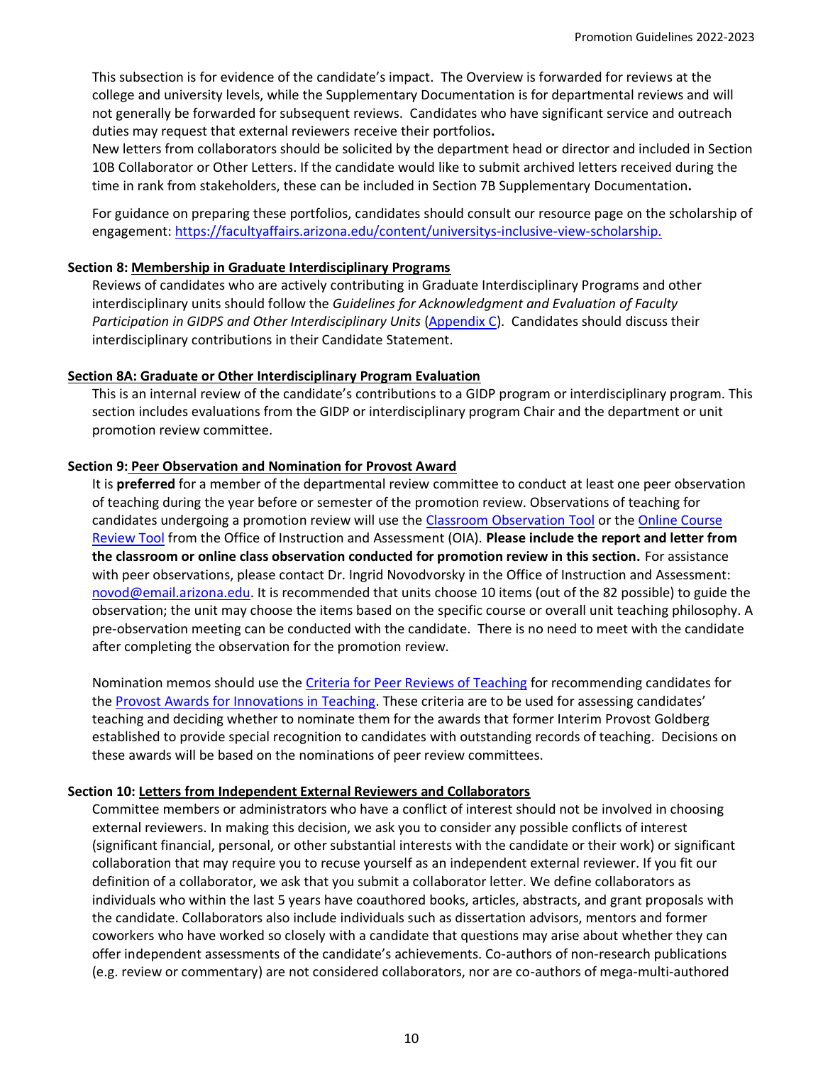This subsection is for evidence of the candidate's impact. The Overview is forwarded for reviews at the college and university levels, while the Supplementary Documentation is for departmental reviews and will not generally be forwarded for subsequent reviews. Candidates who have significant service and outreach duties may request that external reviewers receive their portfolios**.**

New letters from collaborators should be solicited by the department head or director and included in Section 10B Collaborator or Other Letters. If the candidate would like to submit archived letters received during the time in rank from stakeholders, these can be included in Section 7B Supplementary Documentation**.**

For guidance on preparing these portfolios, candidates should consult our resource page on the scholarship of engagement: [https://facultyaffairs.arizona.edu/content/universitys-inclusive-view-scholarship.](https://facultyaffairs.arizona.edu/content/universitys-inclusive-view-scholarship)

**Section 8: Membership in Graduate Interdisciplinary Programs**

Reviews of candidates who are actively contributing in Graduate Interdisciplinary Programs and other interdisciplinary units should follow the *Guidelines for Acknowledgment and Evaluation of Faculty Participation in GIDPS and Other Interdisciplinary Units* (Appendix C). Candidates should discuss their interdisciplinary contributions in their Candidate Statement.

**Section 8A: Graduate or Other Interdisciplinary Program Evaluation**

This is an internal review of the candidate's contributions to a GIDP program or interdisciplinary program. This section includes evaluations from the GIDP or interdisciplinary program Chair and the department or unit promotion review committee.

**Section 9: Peer Observation and Nomination for Provost Award**

It is **preferred** for a member of the departmental review committee to conduct at least one peer observation of teaching during the year before or semester of the promotion review. Observations of teaching for candidates undergoing a promotion review will use the Classroom Observation Tool or the Online Course Review Tool from the Office of Instruction and Assessment (OIA). **Please include the report and letter from the classroom or online class observation conducted for promotion review in this section.** For assistance with peer observations, please contact Dr. Ingrid Novodvorsky in the Office of Instruction and Assessment: novod@email.arizona.edu. It is recommended that units choose 10 items (out of the 82 possible) to guide the observation; the unit may choose the items based on the specific course or overall unit teaching philosophy. A pre-observation meeting can be conducted with the candidate. There is no need to meet with the candidate after completing the observation for the promotion review.

Nomination memos should use the Criteria for Peer Reviews of Teaching for recommending candidates for the Provost Awards for Innovations in Teaching. These criteria are to be used for assessing candidates' teaching and deciding whether to nominate them for the awards that former Interim Provost Goldberg established to provide special recognition to candidates with outstanding records of teaching. Decisions on these awards will be based on the nominations of peer review committees.

**Section 10: Letters from Independent External Reviewers and Collaborators**

Committee members or administrators who have a conflict of interest should not be involved in choosing external reviewers. In making this decision, we ask you to consider any possible conflicts of interest (significant financial, personal, or other substantial interests with the candidate or their work) or significant collaboration that may require you to recuse yourself as an independent external reviewer. If you fit our definition of a collaborator, we ask that you submit a collaborator letter. We define collaborators as individuals who within the last 5 years have coauthored books, articles, abstracts, and grant proposals with the candidate. Collaborators also include individuals such as dissertation advisors, mentors and former coworkers who have worked so closely with a candidate that questions may arise about whether they can offer independent assessments of the candidate's achievements. Co-authors of non-research publications (e.g. review or commentary) are not considered collaborators, nor are co-authors of mega-multi-authored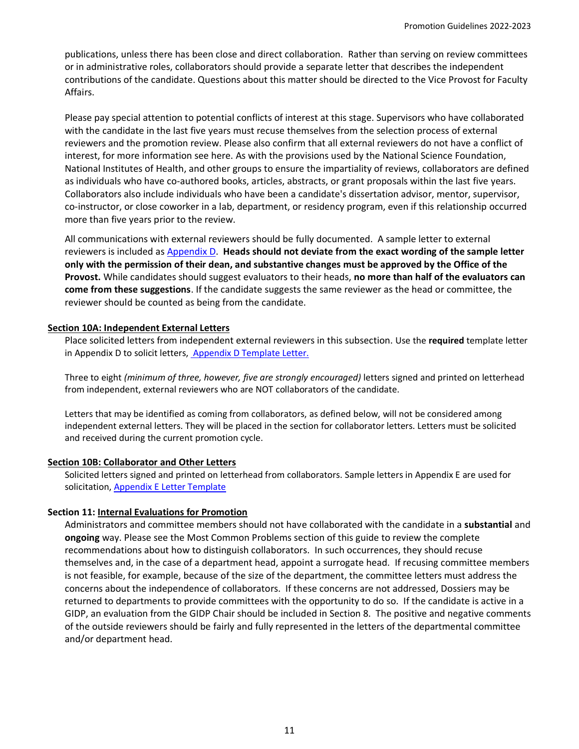publications, unless there has been close and direct collaboration. Rather than serving on review committees or in administrative roles, collaborators should provide a separate letter that describes the independent contributions of the candidate. Questions about this matter should be directed to the Vice Provost for Faculty Affairs.

Please pay special attention to potential conflicts of interest at this stage. Supervisors who have collaborated with the candidate in the last five years must recuse themselves from the selection process of external reviewers and the promotion review. Please also confirm that all external reviewers do not have a conflict of interest, for more information see here. As with the provisions used by the National Science Foundation, National Institutes of Health, and other groups to ensure the impartiality of reviews, collaborators are defined as individuals who have co-authored books, articles, abstracts, or grant proposals within the last five years. Collaborators also include individuals who have been a candidate's dissertation advisor, mentor, supervisor, co-instructor, or close coworker in a lab, department, or residency program, even if this relationship occurred more than five years prior to the review.

All communications with external reviewers should be fully documented. A sample letter to external reviewers is included as Appendix D. **Heads should not deviate from the exact wording of the sample letter only with the permission of their dean, and substantive changes must be approved by the Office of the Provost.** While candidates should suggest evaluators to their heads, **no more than half of the evaluators can come from these suggestions**. If the candidate suggests the same reviewer as the head or committee, the reviewer should be counted as being from the candidate.

### Section 10A: Independent External Letters

Place solicited letters from independent external reviewers in this subsection. Use the **required** template letter in Appendix D to solicit letters, Appendix D Template Letter.

Three to eight *(minimum of three, however, five are strongly encouraged)* letters signed and printed on letterhead from independent, external reviewers who are NOT collaborators of the candidate.

Letters that may be identified as coming from collaborators, as defined below, will not be considered among independent external letters. They will be placed in the section for collaborator letters. Letters must be solicited and received during the current promotion cycle.

### Section 10B: Collaborator and Other Letters

Solicited letters signed and printed on letterhead from collaborators. Sample letters in Appendix E are used for solicitation, Appendix E Letter Template

### Section 11: Internal Evaluations for Promotion

Administrators and committee members should not have collaborated with the candidate in a **substantial** and **ongoing** way. Please see the Most Common Problems section of this guide to review the complete recommendations about how to distinguish collaborators. In such occurrences, they should recuse themselves and, in the case of a department head, appoint a surrogate head. If recusing committee members is not feasible, for example, because of the size of the department, the committee letters must address the concerns about the independence of collaborators. If these concerns are not addressed, Dossiers may be returned to departments to provide committees with the opportunity to do so. If the candidate is active in a GIDP, an evaluation from the GIDP Chair should be included in Section 8. The positive and negative comments of the outside reviewers should be fairly and fully represented in the letters of the departmental committee and/or department head.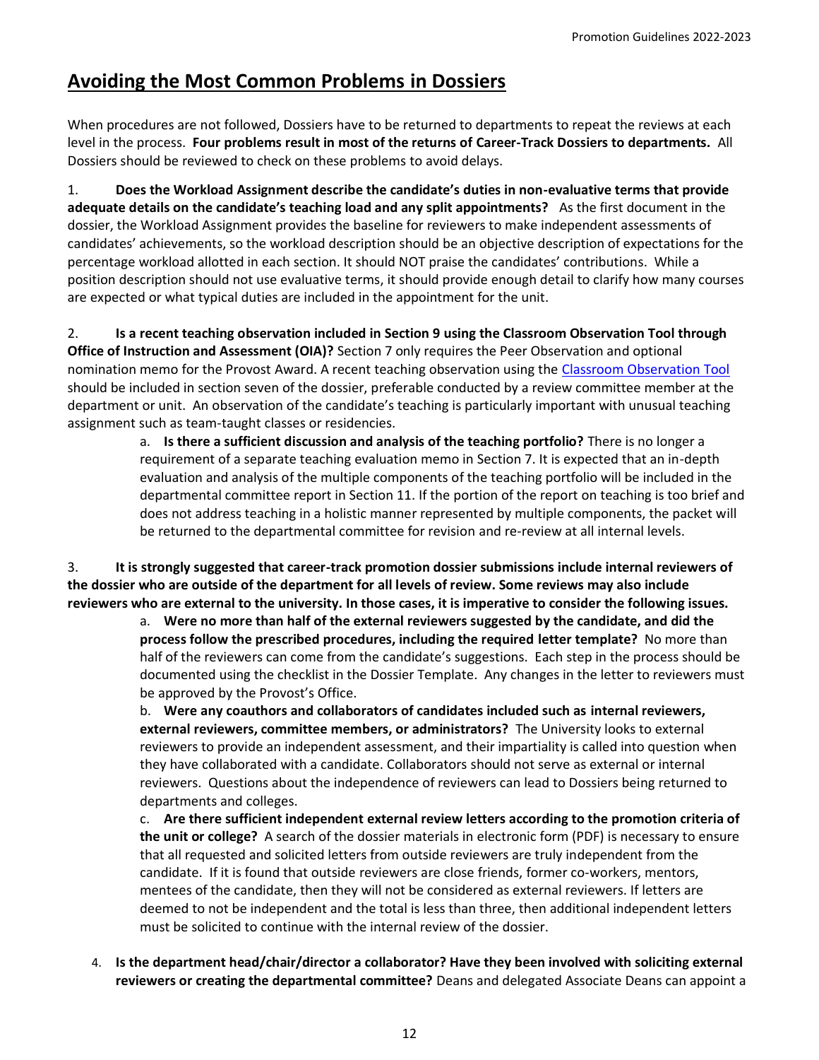## Avoiding the Most Common Problems in Dossiers

When procedures are not followed, Dossiers have to be returned to departments to repeat the reviews at each level in the process. **Four problems result in most of the returns of Career-Track Dossiers to departments.** All Dossiers should be reviewed to check on these problems to avoid delays.

1. **Does the Workload Assignment describe the candidate's duties in non-evaluative terms that provide adequate details on the candidate's teaching load and any split appointments?** As the first document in the dossier, the Workload Assignment provides the baseline for reviewers to make independent assessments of candidates' achievements, so the workload description should be an objective description of expectations for the percentage workload allotted in each section. It should NOT praise the candidates' contributions. While a position description should not use evaluative terms, it should provide enough detail to clarify how many courses are expected or what typical duties are included in the appointment for the unit.

2. **Is a recent teaching observation included in Section 9 using the Classroom Observation Tool through Office of Instruction and Assessment (OIA)?** Section 7 only requires the Peer Observation and optional nomination memo for the Provost Award. A recent teaching observation using the [Classroom Observation Tool] should be included in section seven of the dossier, preferable conducted by a review committee member at the department or unit. An observation of the candidate's teaching is particularly important with unusual teaching assignment such as team-taught classes or residencies.

    a. **Is there a sufficient discussion and analysis of the teaching portfolio?** There is no longer a requirement of a separate teaching evaluation memo in Section 7. It is expected that an in-depth evaluation and analysis of the multiple components of the teaching portfolio will be included in the departmental committee report in Section 11. If the portion of the report on teaching is too brief and does not address teaching in a holistic manner represented by multiple components, the packet will be returned to the departmental committee for revision and re-review at all internal levels.

3. **It is strongly suggested that career-track promotion dossier submissions include internal reviewers of the dossier who are outside of the department for all levels of review. Some reviews may also include reviewers who are external to the university. In those cases, it is imperative to consider the following issues.**

    a. **Were no more than half of the external reviewers suggested by the candidate, and did the process follow the prescribed procedures, including the required letter template?** No more than half of the reviewers can come from the candidate's suggestions. Each step in the process should be documented using the checklist in the Dossier Template. Any changes in the letter to reviewers must be approved by the Provost's Office.

    b. **Were any coauthors and collaborators of candidates included such as internal reviewers, external reviewers, committee members, or administrators?** The University looks to external reviewers to provide an independent assessment, and their impartiality is called into question when they have collaborated with a candidate. Collaborators should not serve as external or internal reviewers. Questions about the independence of reviewers can lead to Dossiers being returned to departments and colleges.

    c. **Are there sufficient independent external review letters according to the promotion criteria of the unit or college?** A search of the dossier materials in electronic form (PDF) is necessary to ensure that all requested and solicited letters from outside reviewers are truly independent from the candidate. If it is found that outside reviewers are close friends, former co-workers, mentors, mentees of the candidate, then they will not be considered as external reviewers. If letters are deemed to not be independent and the total is less than three, then additional independent letters must be solicited to continue with the internal review of the dossier.

4. **Is the department head/chair/director a collaborator? Have they been involved with soliciting external reviewers or creating the departmental committee?** Deans and delegated Associate Deans can appoint a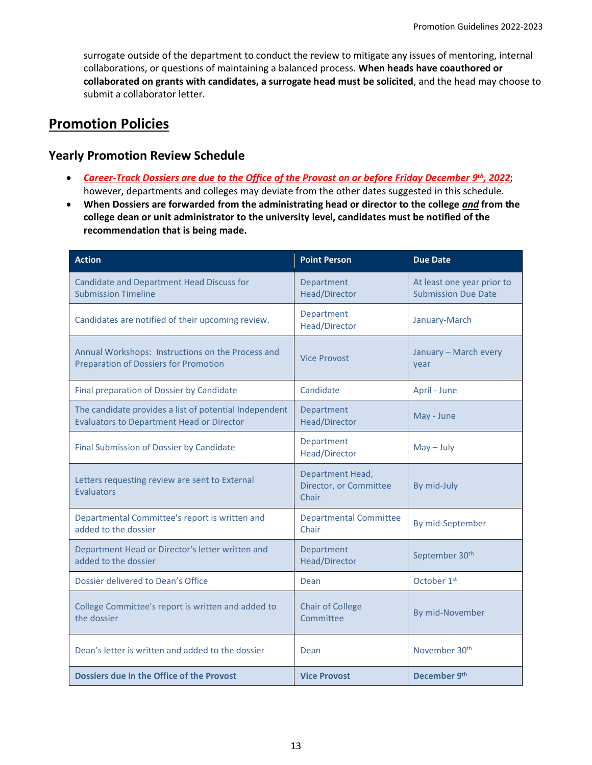surrogate outside of the department to conduct the review to mitigate any issues of mentoring, internal collaborations, or questions of maintaining a balanced process. **When heads have coauthored or collaborated on grants with candidates, a surrogate head must be solicited**, and the head may choose to submit a collaborator letter.

# Promotion Policies

## Yearly Promotion Review Schedule

- ***Career-Track Dossiers are due to the Office of the Provost on or before Friday December 9th, 2022***; however, departments and colleges may deviate from the other dates suggested in this schedule.
- **When Dossiers are forwarded from the administrating head or director to the college *and* from the college dean or unit administrator to the university level, candidates must be notified of the recommendation that is being made.**

| Action | Point Person | Due Date |
|---|---|---|
| Candidate and Department Head Discuss for Submission Timeline | Department Head/Director | At least one year prior to Submission Due Date |
| Candidates are notified of their upcoming review. | Department Head/Director | January-March |
| Annual Workshops: Instructions on the Process and Preparation of Dossiers for Promotion | Vice Provost | January – March every year |
| Final preparation of Dossier by Candidate | Candidate | April - June |
| The candidate provides a list of potential Independent Evaluators to Department Head or Director | Department Head/Director | May - June |
| Final Submission of Dossier by Candidate | Department Head/Director | May – July |
| Letters requesting review are sent to External Evaluators | Department Head, Director, or Committee Chair | By mid-July |
| Departmental Committee's report is written and added to the dossier | Departmental Committee Chair | By mid-September |
| Department Head or Director's letter written and added to the dossier | Department Head/Director | September 30th |
| Dossier delivered to Dean's Office | Dean | October 1st |
| College Committee's report is written and added to the dossier | Chair of College Committee | By mid-November |
| Dean's letter is written and added to the dossier | Dean | November 30th |
| **Dossiers due in the Office of the Provost** | **Vice Provost** | **December 9th** |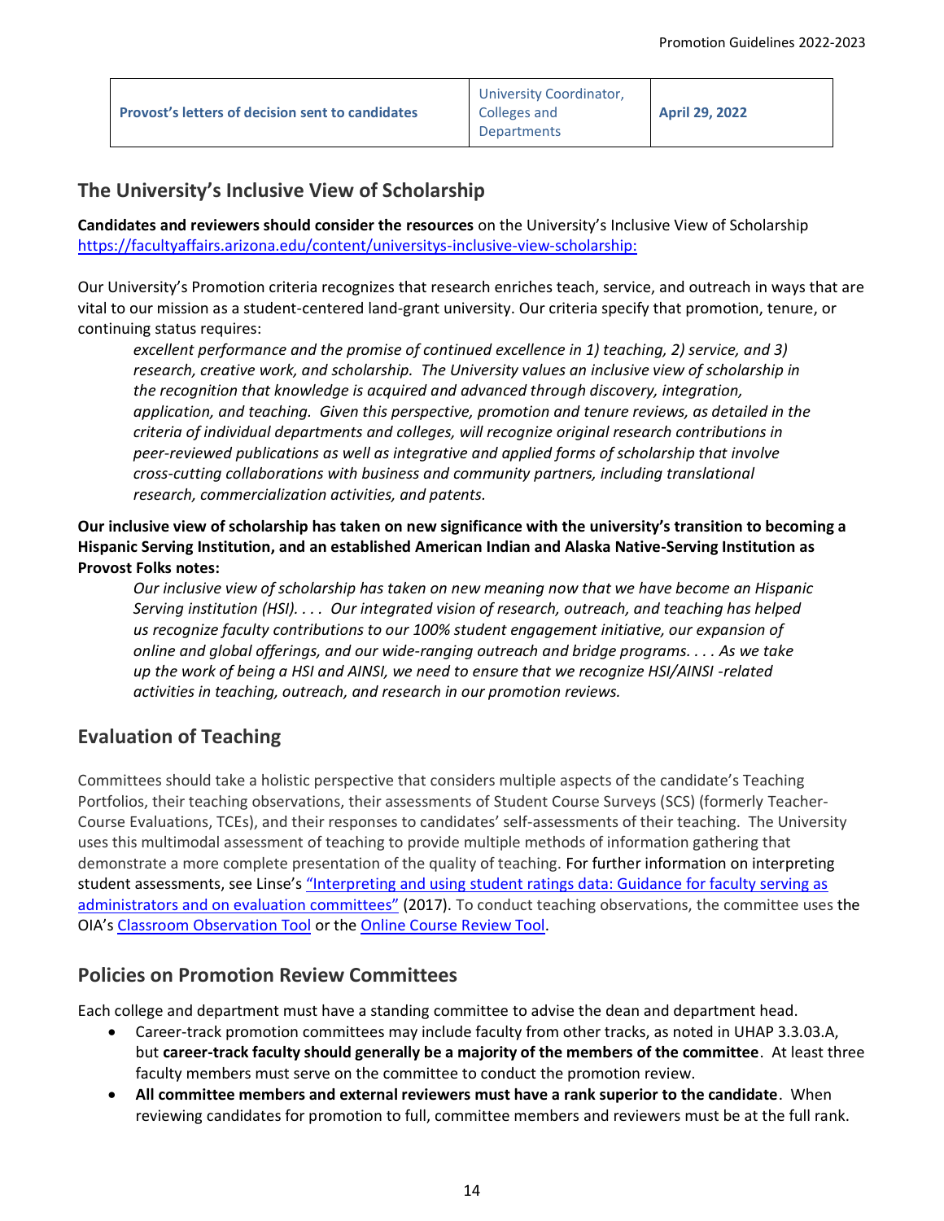| Provost's letters of decision sent to candidates | University Coordinator, Colleges and Departments | April 29, 2022 |
|---|---|---|

## The University's Inclusive View of Scholarship

**Candidates and reviewers should consider the resources** on the University's Inclusive View of Scholarship [https://facultyaffairs.arizona.edu/content/universitys-inclusive-view-scholarship:](https://facultyaffairs.arizona.edu/content/universitys-inclusive-view-scholarship:)

Our University's Promotion criteria recognizes that research enriches teach, service, and outreach in ways that are vital to our mission as a student-centered land-grant university. Our criteria specify that promotion, tenure, or continuing status requires:

> *excellent performance and the promise of continued excellence in 1) teaching, 2) service, and 3) research, creative work, and scholarship. The University values an inclusive view of scholarship in the recognition that knowledge is acquired and advanced through discovery, integration, application, and teaching. Given this perspective, promotion and tenure reviews, as detailed in the criteria of individual departments and colleges, will recognize original research contributions in peer-reviewed publications as well as integrative and applied forms of scholarship that involve cross-cutting collaborations with business and community partners, including translational research, commercialization activities, and patents.*

**Our inclusive view of scholarship has taken on new significance with the university's transition to becoming a Hispanic Serving Institution, and an established American Indian and Alaska Native-Serving Institution as Provost Folks notes:**

> *Our inclusive view of scholarship has taken on new meaning now that we have become an Hispanic Serving institution (HSI). . . . Our integrated vision of research, outreach, and teaching has helped us recognize faculty contributions to our 100% student engagement initiative, our expansion of online and global offerings, and our wide-ranging outreach and bridge programs. . . . As we take up the work of being a HSI and AINSI, we need to ensure that we recognize HSI/AINSI -related activities in teaching, outreach, and research in our promotion reviews.*

## Evaluation of Teaching

Committees should take a holistic perspective that considers multiple aspects of the candidate's Teaching Portfolios, their teaching observations, their assessments of Student Course Surveys (SCS) (formerly Teacher-Course Evaluations, TCEs), and their responses to candidates' self-assessments of their teaching. The University uses this multimodal assessment of teaching to provide multiple methods of information gathering that demonstrate a more complete presentation of the quality of teaching. For further information on interpreting student assessments, see Linse's ["Interpreting and using student ratings data: Guidance for faculty serving as administrators and on evaluation committees"](#) (2017). To conduct teaching observations, the committee uses the OIA's [Classroom Observation Tool](#) or the [Online Course Review Tool](#).

## Policies on Promotion Review Committees

Each college and department must have a standing committee to advise the dean and department head.

- Career-track promotion committees may include faculty from other tracks, as noted in UHAP 3.3.03.A, but **career-track faculty should generally be a majority of the members of the committee**. At least three faculty members must serve on the committee to conduct the promotion review.
- **All committee members and external reviewers must have a rank superior to the candidate**. When reviewing candidates for promotion to full, committee members and reviewers must be at the full rank.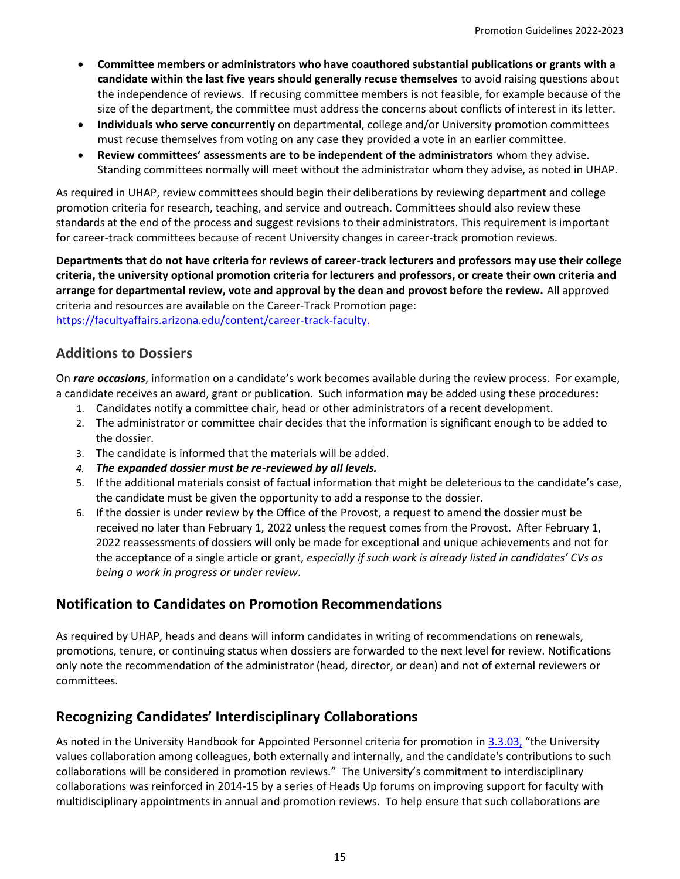- **Committee members or administrators who have coauthored substantial publications or grants with a candidate within the last five years should generally recuse themselves** to avoid raising questions about the independence of reviews. If recusing committee members is not feasible, for example because of the size of the department, the committee must address the concerns about conflicts of interest in its letter.
- **Individuals who serve concurrently** on departmental, college and/or University promotion committees must recuse themselves from voting on any case they provided a vote in an earlier committee.
- **Review committees' assessments are to be independent of the administrators** whom they advise. Standing committees normally will meet without the administrator whom they advise, as noted in UHAP.

As required in UHAP, review committees should begin their deliberations by reviewing department and college promotion criteria for research, teaching, and service and outreach. Committees should also review these standards at the end of the process and suggest revisions to their administrators. This requirement is important for career-track committees because of recent University changes in career-track promotion reviews.

**Departments that do not have criteria for reviews of career-track lecturers and professors may use their college criteria, the university optional promotion criteria for lecturers and professors, or create their own criteria and arrange for departmental review, vote and approval by the dean and provost before the review.** All approved criteria and resources are available on the Career-Track Promotion page: [https://facultyaffairs.arizona.edu/content/career-track-faculty](https://facultyaffairs.arizona.edu/content/career-track-faculty).

## Additions to Dossiers

On ***rare occasions***, information on a candidate's work becomes available during the review process. For example, a candidate receives an award, grant or publication. Such information may be added using these procedures**:**

1. Candidates notify a committee chair, head or other administrators of a recent development.
2. The administrator or committee chair decides that the information is significant enough to be added to the dossier.
3. The candidate is informed that the materials will be added.
4. ***The expanded dossier must be re-reviewed by all levels.***
5. If the additional materials consist of factual information that might be deleterious to the candidate's case, the candidate must be given the opportunity to add a response to the dossier.
6. If the dossier is under review by the Office of the Provost, a request to amend the dossier must be received no later than February 1, 2022 unless the request comes from the Provost. After February 1, 2022 reassessments of dossiers will only be made for exceptional and unique achievements and not for the acceptance of a single article or grant, *especially if such work is already listed in candidates' CVs as being a work in progress or under review*.

## Notification to Candidates on Promotion Recommendations

As required by UHAP, heads and deans will inform candidates in writing of recommendations on renewals, promotions, tenure, or continuing status when dossiers are forwarded to the next level for review. Notifications only note the recommendation of the administrator (head, director, or dean) and not of external reviewers or committees.

## Recognizing Candidates' Interdisciplinary Collaborations

As noted in the University Handbook for Appointed Personnel criteria for promotion in 3.3.03, "the University values collaboration among colleagues, both externally and internally, and the candidate's contributions to such collaborations will be considered in promotion reviews." The University's commitment to interdisciplinary collaborations was reinforced in 2014-15 by a series of Heads Up forums on improving support for faculty with multidisciplinary appointments in annual and promotion reviews. To help ensure that such collaborations are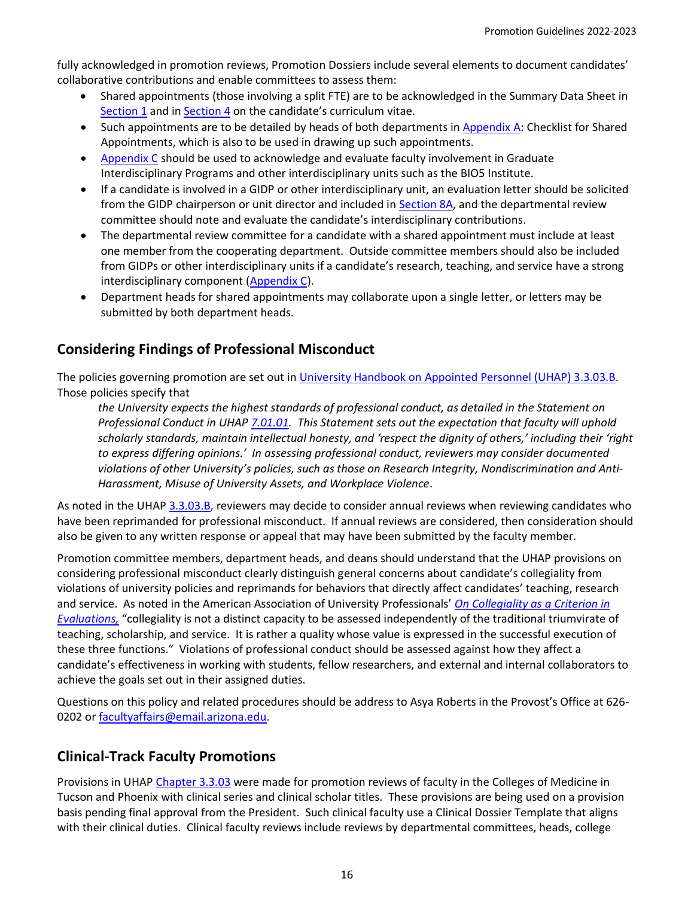fully acknowledged in promotion reviews, Promotion Dossiers include several elements to document candidates' collaborative contributions and enable committees to assess them:

- Shared appointments (those involving a split FTE) are to be acknowledged in the Summary Data Sheet in Section 1 and in Section 4 on the candidate's curriculum vitae.
- Such appointments are to be detailed by heads of both departments in Appendix A: Checklist for Shared Appointments, which is also to be used in drawing up such appointments.
- Appendix C should be used to acknowledge and evaluate faculty involvement in Graduate Interdisciplinary Programs and other interdisciplinary units such as the BIO5 Institute.
- If a candidate is involved in a GIDP or other interdisciplinary unit, an evaluation letter should be solicited from the GIDP chairperson or unit director and included in Section 8A, and the departmental review committee should note and evaluate the candidate's interdisciplinary contributions.
- The departmental review committee for a candidate with a shared appointment must include at least one member from the cooperating department. Outside committee members should also be included from GIDPs or other interdisciplinary units if a candidate's research, teaching, and service have a strong interdisciplinary component (Appendix C).
- Department heads for shared appointments may collaborate upon a single letter, or letters may be submitted by both department heads.

## Considering Findings of Professional Misconduct

The policies governing promotion are set out in University Handbook on Appointed Personnel (UHAP) 3.3.03.B. Those policies specify that

> *the University expects the highest standards of professional conduct, as detailed in the Statement on Professional Conduct in UHAP 7.01.01. This Statement sets out the expectation that faculty will uphold scholarly standards, maintain intellectual honesty, and 'respect the dignity of others,' including their 'right to express differing opinions.' In assessing professional conduct, reviewers may consider documented violations of other University's policies, such as those on Research Integrity, Nondiscrimination and Anti-Harassment, Misuse of University Assets, and Workplace Violence*.

As noted in the UHAP 3.3.03.B, reviewers may decide to consider annual reviews when reviewing candidates who have been reprimanded for professional misconduct. If annual reviews are considered, then consideration should also be given to any written response or appeal that may have been submitted by the faculty member.

Promotion committee members, department heads, and deans should understand that the UHAP provisions on considering professional misconduct clearly distinguish general concerns about candidate's collegiality from violations of university policies and reprimands for behaviors that directly affect candidates' teaching, research and service. As noted in the American Association of University Professionals' *On Collegiality as a Criterion in Evaluations,* "collegiality is not a distinct capacity to be assessed independently of the traditional triumvirate of teaching, scholarship, and service. It is rather a quality whose value is expressed in the successful execution of these three functions." Violations of professional conduct should be assessed against how they affect a candidate's effectiveness in working with students, fellow researchers, and external and internal collaborators to achieve the goals set out in their assigned duties.

Questions on this policy and related procedures should be address to Asya Roberts in the Provost's Office at 626-0202 or facultyaffairs@email.arizona.edu.

## Clinical-Track Faculty Promotions

Provisions in UHAP Chapter 3.3.03 were made for promotion reviews of faculty in the Colleges of Medicine in Tucson and Phoenix with clinical series and clinical scholar titles. These provisions are being used on a provision basis pending final approval from the President. Such clinical faculty use a Clinical Dossier Template that aligns with their clinical duties. Clinical faculty reviews include reviews by departmental committees, heads, college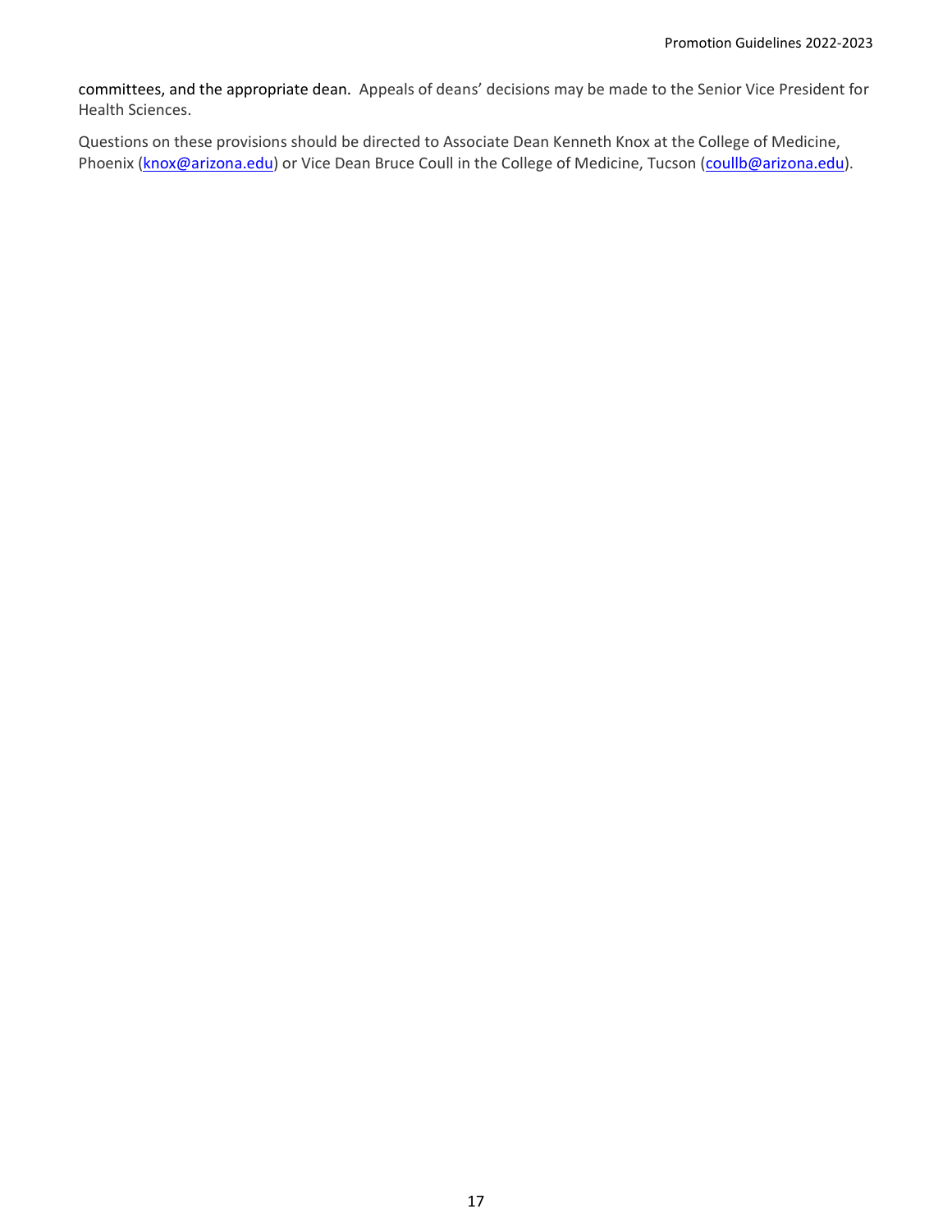committees, and the appropriate dean. Appeals of deans' decisions may be made to the Senior Vice President for Health Sciences.

Questions on these provisions should be directed to Associate Dean Kenneth Knox at the College of Medicine, Phoenix (knox@arizona.edu) or Vice Dean Bruce Coull in the College of Medicine, Tucson (coullb@arizona.edu).